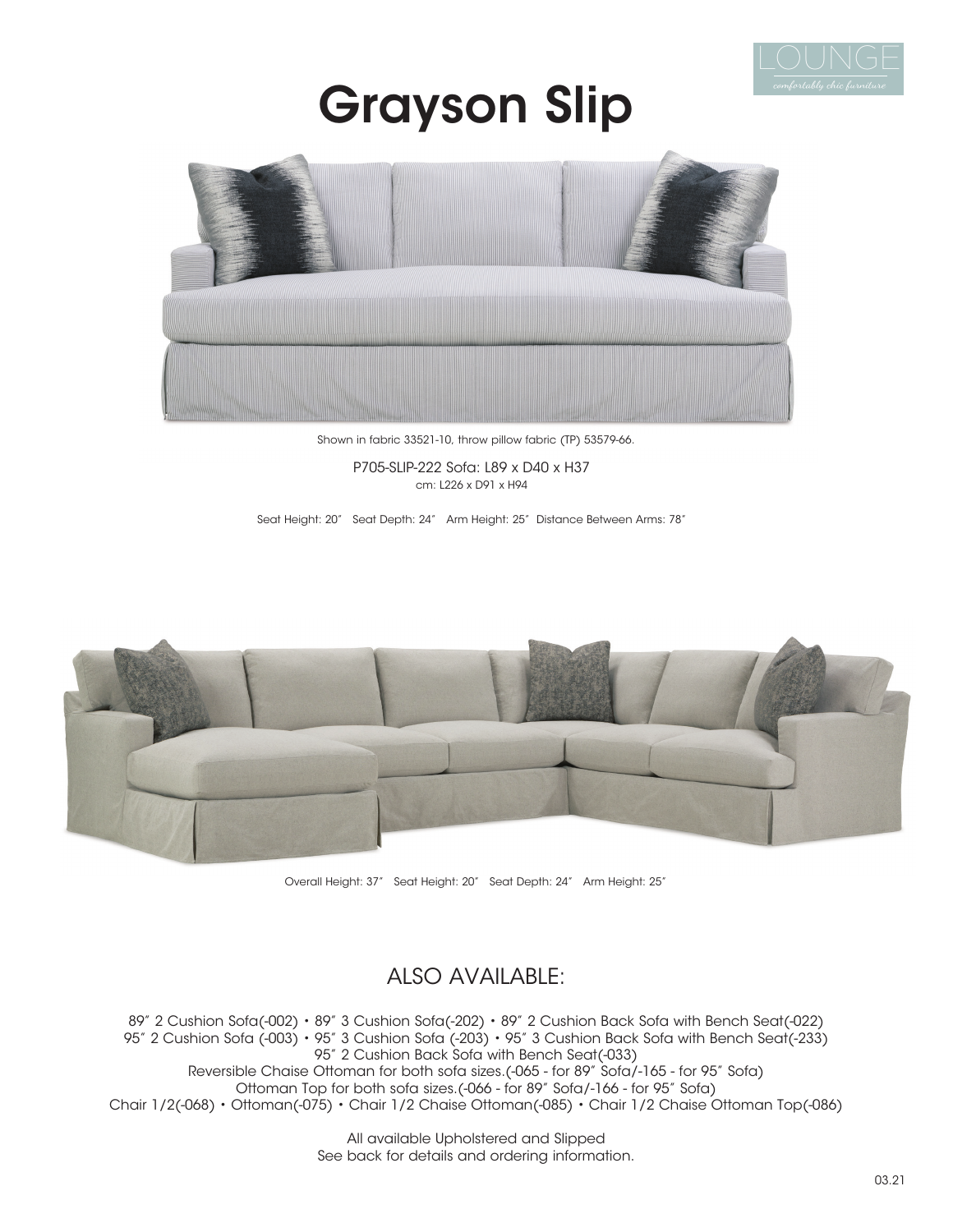LOUNGE
*comfortably chic furniture*

# Grayson Slip

Shown in fabric 33521-10, throw pillow fabric (TP) 53579-66.

P705-SLIP-222 Sofa: L89 x D40 x H37
cm: L226 x D91 x H94

Seat Height: 20″ Seat Depth: 24″ Arm Height: 25″ Distance Between Arms: 78″

Overall Height: 37″ Seat Height: 20″ Seat Depth: 24″ Arm Height: 25″

## ALSO AVAILABLE:

89″ 2 Cushion Sofa(-002) • 89″ 3 Cushion Sofa(-202) • 89″ 2 Cushion Back Sofa with Bench Seat(-022)
95″ 2 Cushion Sofa (-003) • 95″ 3 Cushion Sofa (-203) • 95″ 3 Cushion Back Sofa with Bench Seat(-233)
95″ 2 Cushion Back Sofa with Bench Seat(-033)
Reversible Chaise Ottoman for both sofa sizes.(-065 - for 89″ Sofa/-165 - for 95″ Sofa)
Ottoman Top for both sofa sizes.(-066 - for 89″ Sofa/-166 - for 95″ Sofa)
Chair 1/2(-068) • Ottoman(-075) • Chair 1/2 Chaise Ottoman(-085) • Chair 1/2 Chaise Ottoman Top(-086)

All available Upholstered and Slipped
See back for details and ordering information.

03.21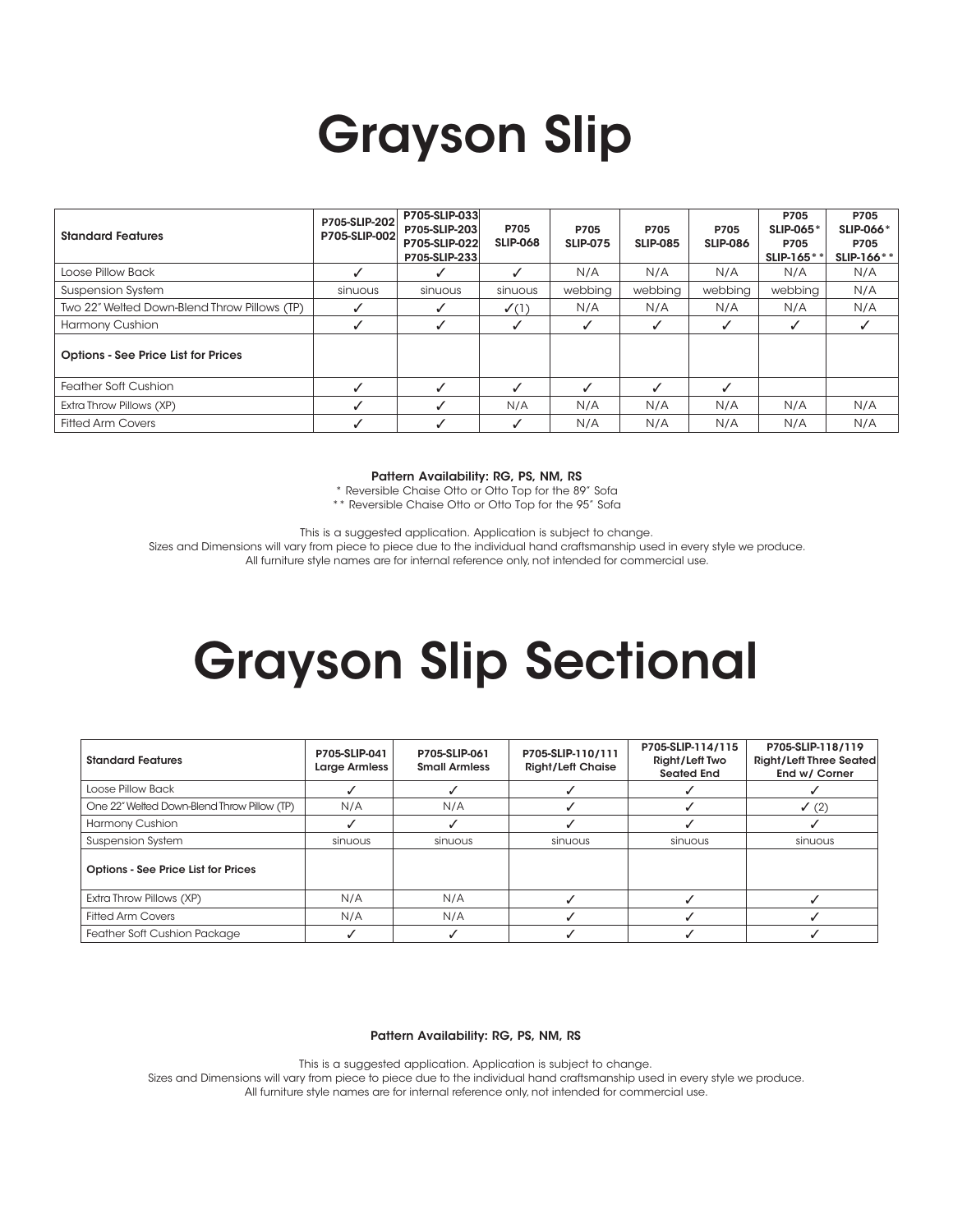# Grayson Slip

| Standard Features | P705-SLIP-202 P705-SLIP-002 | P705-SLIP-033 P705-SLIP-203 P705-SLIP-022 P705-SLIP-233 | P705 SLIP-068 | P705 SLIP-075 | P705 SLIP-085 | P705 SLIP-086 | P705 SLIP-065* P705 SLIP-165** | P705 SLIP-066* P705 SLIP-166** |
|---|---|---|---|---|---|---|---|---|
| Loose Pillow Back | ✓ | ✓ | ✓ | N/A | N/A | N/A | N/A | N/A |
| Suspension System | sinuous | sinuous | sinuous | webbing | webbing | webbing | webbing | N/A |
| Two 22" Welted Down-Blend Throw Pillows (TP) | ✓ | ✓ | ✓(1) | N/A | N/A | N/A | N/A | N/A |
| Harmony Cushion | ✓ | ✓ | ✓ | ✓ | ✓ | ✓ | ✓ | ✓ |
| **Options - See Price List for Prices** | | | | | | | | |
| Feather Soft Cushion | ✓ | ✓ | ✓ | ✓ | ✓ | ✓ | | |
| Extra Throw Pillows (XP) | ✓ | ✓ | N/A | N/A | N/A | N/A | N/A | N/A |
| Fitted Arm Covers | ✓ | ✓ | ✓ | N/A | N/A | N/A | N/A | N/A |

**Pattern Availability: RG, PS, NM, RS**

* Reversible Chaise Otto or Otto Top for the 89" Sofa
** Reversible Chaise Otto or Otto Top for the 95" Sofa

This is a suggested application. Application is subject to change.
Sizes and Dimensions will vary from piece to piece due to the individual hand craftsmanship used in every style we produce.
All furniture style names are for internal reference only, not intended for commercial use.

# Grayson Slip Sectional

| Standard Features | P705-SLIP-041 Large Armless | P705-SLIP-061 Small Armless | P705-SLIP-110/111 Right/Left Chaise | P705-SLIP-114/115 Right/Left Two Seated End | P705-SLIP-118/119 Right/Left Three Seated End w/ Corner |
|---|---|---|---|---|---|
| Loose Pillow Back | ✓ | ✓ | ✓ | ✓ | ✓ |
| One 22" Welted Down-Blend Throw Pillow (TP) | N/A | N/A | ✓ | ✓ | ✓ (2) |
| Harmony Cushion | ✓ | ✓ | ✓ | ✓ | ✓ |
| Suspension System | sinuous | sinuous | sinuous | sinuous | sinuous |
| **Options - See Price List for Prices** | | | | | |
| Extra Throw Pillows (XP) | N/A | N/A | ✓ | ✓ | ✓ |
| Fitted Arm Covers | N/A | N/A | ✓ | ✓ | ✓ |
| Feather Soft Cushion Package | ✓ | ✓ | ✓ | ✓ | ✓ |

**Pattern Availability: RG, PS, NM, RS**

This is a suggested application. Application is subject to change.
Sizes and Dimensions will vary from piece to piece due to the individual hand craftsmanship used in every style we produce.
All furniture style names are for internal reference only, not intended for commercial use.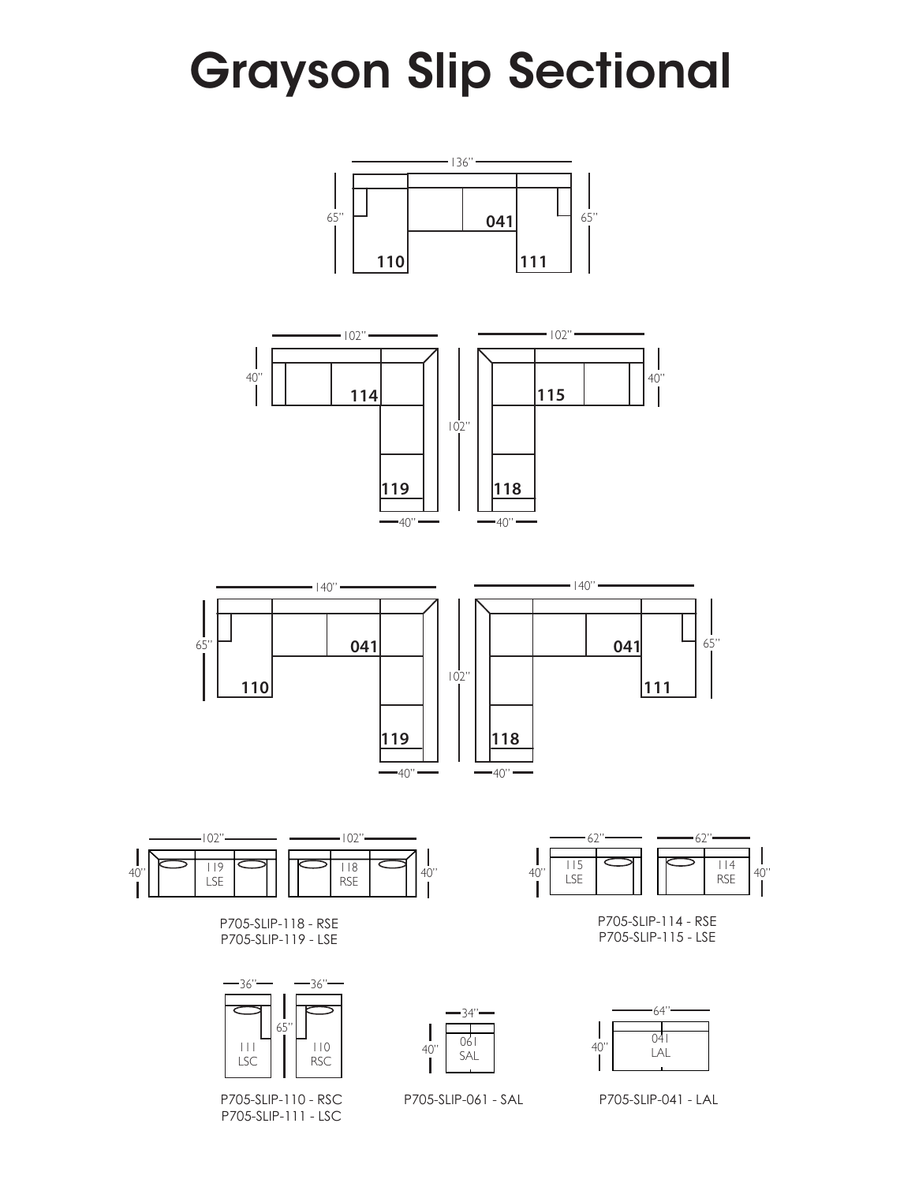# Grayson Slip Sectional

136"
65"
65"
041
110
111

102"
102"
40"
40"
114
115
102"
119
118
40"
40"

140"
140"
65"
65"
041
041
110
111
102"
119
118
40"
40"

102"
102"
40"
119
LSE
118
RSE
40"

P705-SLIP-118 - RSE
P705-SLIP-119 - LSE

62"
62"
40"
115
LSE
114
RSE
40"

P705-SLIP-114 - RSE
P705-SLIP-115 - LSE

36"
36"
65"
111
LSC
110
RSC

P705-SLIP-110 - RSC
P705-SLIP-111 - LSC

34"
40"
061
SAL

P705-SLIP-061 - SAL

64"
40"
041
LAL

P705-SLIP-041 - LAL